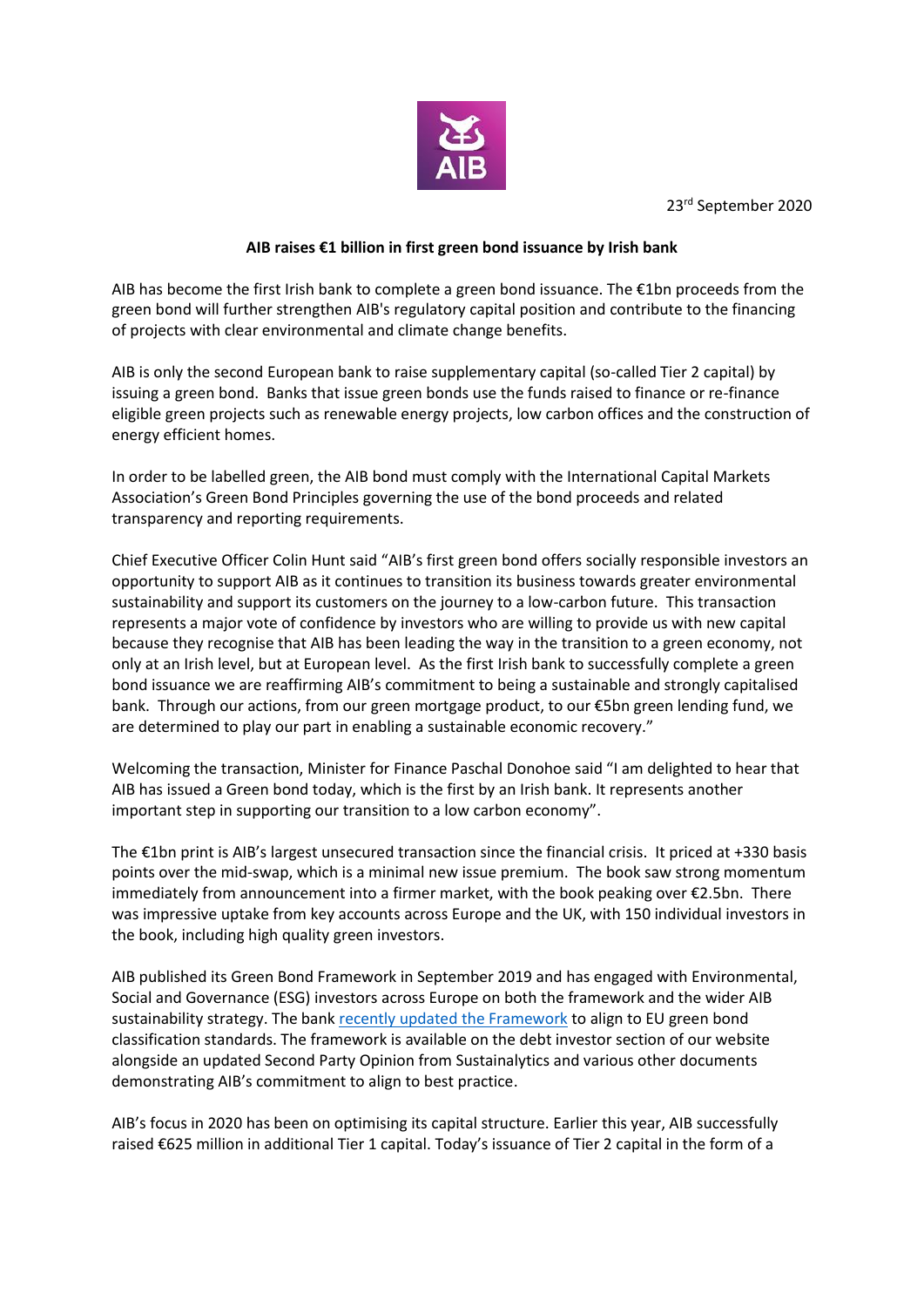23rd September 2020

**AIB raises €1 billion in first green bond issuance by Irish bank**

AIB has become the first Irish bank to complete a green bond issuance. The €1bn proceeds from the green bond will further strengthen AIB's regulatory capital position and contribute to the financing of projects with clear environmental and climate change benefits.

AIB is only the second European bank to raise supplementary capital (so-called Tier 2 capital) by issuing a green bond. Banks that issue green bonds use the funds raised to finance or re-finance eligible green projects such as renewable energy projects, low carbon offices and the construction of energy efficient homes.

In order to be labelled green, the AIB bond must comply with the International Capital Markets Association's Green Bond Principles governing the use of the bond proceeds and related transparency and reporting requirements.

Chief Executive Officer Colin Hunt said "AIB's first green bond offers socially responsible investors an opportunity to support AIB as it continues to transition its business towards greater environmental sustainability and support its customers on the journey to a low-carbon future. This transaction represents a major vote of confidence by investors who are willing to provide us with new capital because they recognise that AIB has been leading the way in the transition to a green economy, not only at an Irish level, but at European level. As the first Irish bank to successfully complete a green bond issuance we are reaffirming AIB's commitment to being a sustainable and strongly capitalised bank. Through our actions, from our green mortgage product, to our €5bn green lending fund, we are determined to play our part in enabling a sustainable economic recovery."

Welcoming the transaction, Minister for Finance Paschal Donohoe said "I am delighted to hear that AIB has issued a Green bond today, which is the first by an Irish bank. It represents another important step in supporting our transition to a low carbon economy".

The €1bn print is AIB's largest unsecured transaction since the financial crisis. It priced at +330 basis points over the mid-swap, which is a minimal new issue premium. The book saw strong momentum immediately from announcement into a firmer market, with the book peaking over €2.5bn. There was impressive uptake from key accounts across Europe and the UK, with 150 individual investors in the book, including high quality green investors.

AIB published its Green Bond Framework in September 2019 and has engaged with Environmental, Social and Governance (ESG) investors across Europe on both the framework and the wider AIB sustainability strategy. The bank recently updated the Framework to align to EU green bond classification standards. The framework is available on the debt investor section of our website alongside an updated Second Party Opinion from Sustainalytics and various other documents demonstrating AIB's commitment to align to best practice.

AIB's focus in 2020 has been on optimising its capital structure. Earlier this year, AIB successfully raised €625 million in additional Tier 1 capital. Today's issuance of Tier 2 capital in the form of a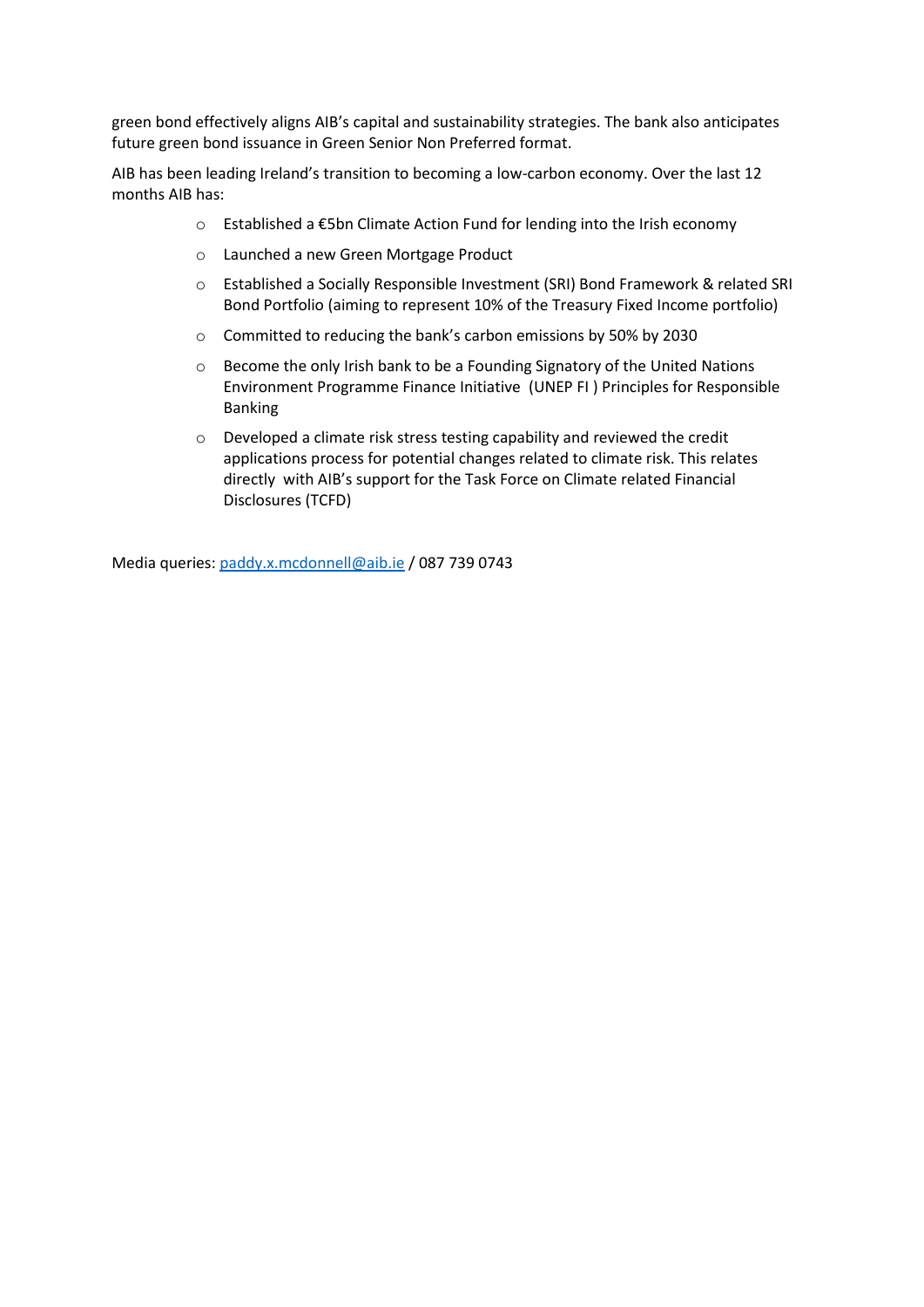green bond effectively aligns AIB's capital and sustainability strategies. The bank also anticipates future green bond issuance in Green Senior Non Preferred format.

AIB has been leading Ireland's transition to becoming a low-carbon economy. Over the last 12 months AIB has:

- Established a €5bn Climate Action Fund for lending into the Irish economy
- Launched a new Green Mortgage Product
- Established a Socially Responsible Investment (SRI) Bond Framework & related SRI Bond Portfolio (aiming to represent 10% of the Treasury Fixed Income portfolio)
- Committed to reducing the bank's carbon emissions by 50% by 2030
- Become the only Irish bank to be a Founding Signatory of the United Nations Environment Programme Finance Initiative (UNEP FI ) Principles for Responsible Banking
- Developed a climate risk stress testing capability and reviewed the credit applications process for potential changes related to climate risk. This relates directly with AIB's support for the Task Force on Climate related Financial Disclosures (TCFD)

Media queries: paddy.x.mcdonnell@aib.ie / 087 739 0743